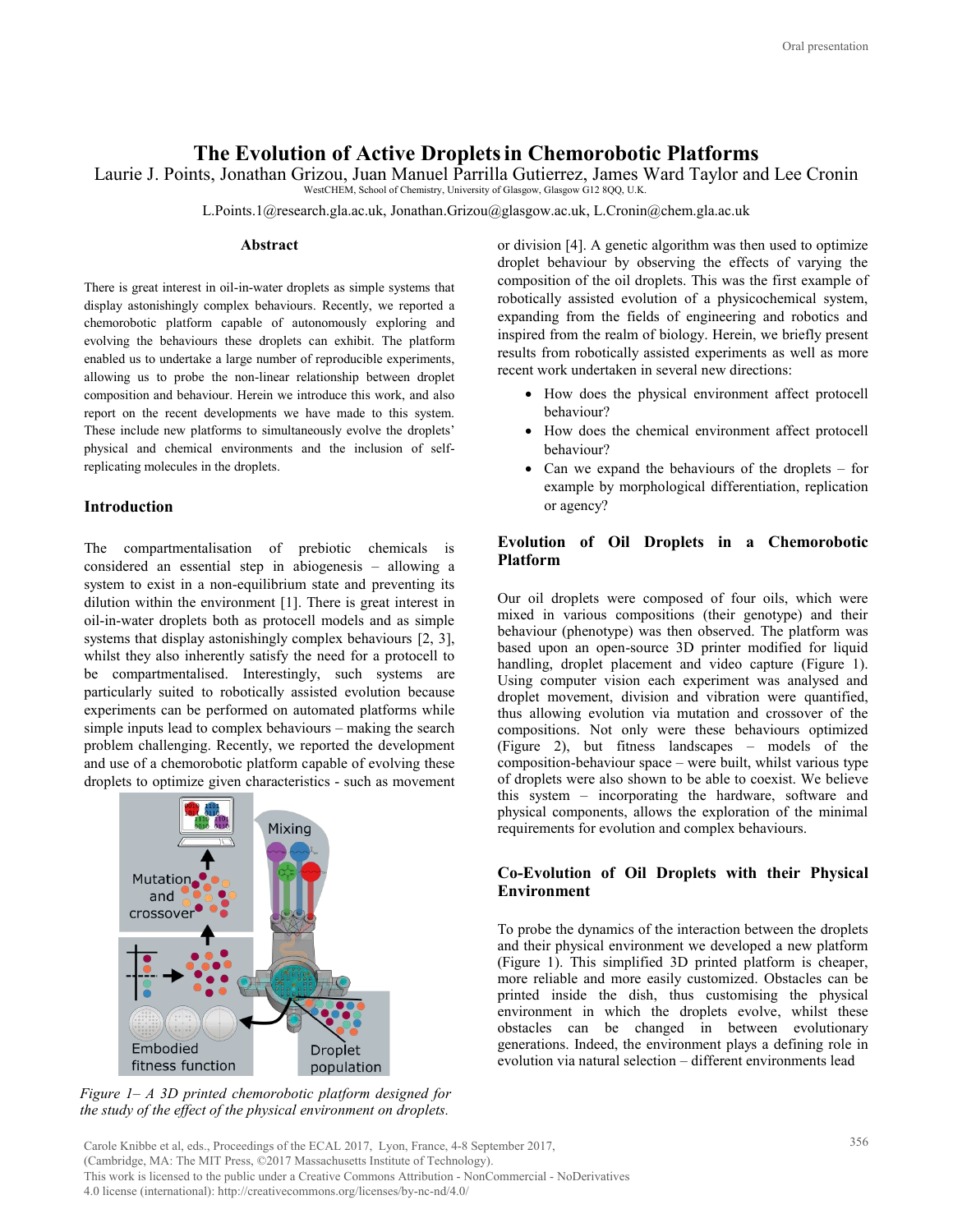# The Evolution of Active Droplets in Chemorobotic Platforms

Laurie J. Points, Jonathan Grizou, Juan Manuel Parrilla Gutierrez, James Ward Taylor and Lee Cronin

WestCHEM, School of Chemistry, University of Glasgow, Glasgow G12 8QQ, U.K.

L.Points.1@research.gla.ac.uk, Jonathan.Grizou@glasgow.ac.uk, L.Cronin@chem.gla.ac.uk

## Abstract

There is great interest in oil-in-water droplets as simple systems that display astonishingly complex behaviours. Recently, we reported a chemorobotic platform capable of autonomously exploring and evolving the behaviours these droplets can exhibit. The platform enabled us to undertake a large number of reproducible experiments, allowing us to probe the non-linear relationship between droplet composition and behaviour. Herein we introduce this work, and also report on the recent developments we have made to this system. These include new platforms to simultaneously evolve the droplets' physical and chemical environments and the inclusion of self-replicating molecules in the droplets.

## Introduction

The compartmentalisation of prebiotic chemicals is considered an essential step in abiogenesis – allowing a system to exist in a non-equilibrium state and preventing its dilution within the environment [1]. There is great interest in oil-in-water droplets both as protocell models and as simple systems that display astonishingly complex behaviours [2, 3], whilst they also inherently satisfy the need for a protocell to be compartmentalised. Interestingly, such systems are particularly suited to robotically assisted evolution because experiments can be performed on automated platforms while simple inputs lead to complex behaviours – making the search problem challenging. Recently, we reported the development and use of a chemorobotic platform capable of evolving these droplets to optimize given characteristics - such as movement or division [4]. A genetic algorithm was then used to optimize droplet behaviour by observing the effects of varying the composition of the oil droplets. This was the first example of robotically assisted evolution of a physicochemical system, expanding from the fields of engineering and robotics and inspired from the realm of biology. Herein, we briefly present results from robotically assisted experiments as well as more recent work undertaken in several new directions:

- How does the physical environment affect protocell behaviour?
- How does the chemical environment affect protocell behaviour?
- Can we expand the behaviours of the droplets – for example by morphological differentiation, replication or agency?

*Figure 1– A 3D printed chemorobotic platform designed for the study of the effect of the physical environment on droplets.*

## Evolution of Oil Droplets in a Chemorobotic Platform

Our oil droplets were composed of four oils, which were mixed in various compositions (their genotype) and their behaviour (phenotype) was then observed. The platform was based upon an open-source 3D printer modified for liquid handling, droplet placement and video capture (Figure 1). Using computer vision each experiment was analysed and droplet movement, division and vibration were quantified, thus allowing evolution via mutation and crossover of the compositions. Not only were these behaviours optimized (Figure 2), but fitness landscapes – models of the composition-behaviour space – were built, whilst various type of droplets were also shown to be able to coexist. We believe this system – incorporating the hardware, software and physical components, allows the exploration of the minimal requirements for evolution and complex behaviours.

## Co-Evolution of Oil Droplets with their Physical Environment

To probe the dynamics of the interaction between the droplets and their physical environment we developed a new platform (Figure 1). This simplified 3D printed platform is cheaper, more reliable and more easily customized. Obstacles can be printed inside the dish, thus customising the physical environment in which the droplets evolve, whilst these obstacles can be changed in between evolutionary generations. Indeed, the environment plays a defining role in evolution via natural selection – different environments lead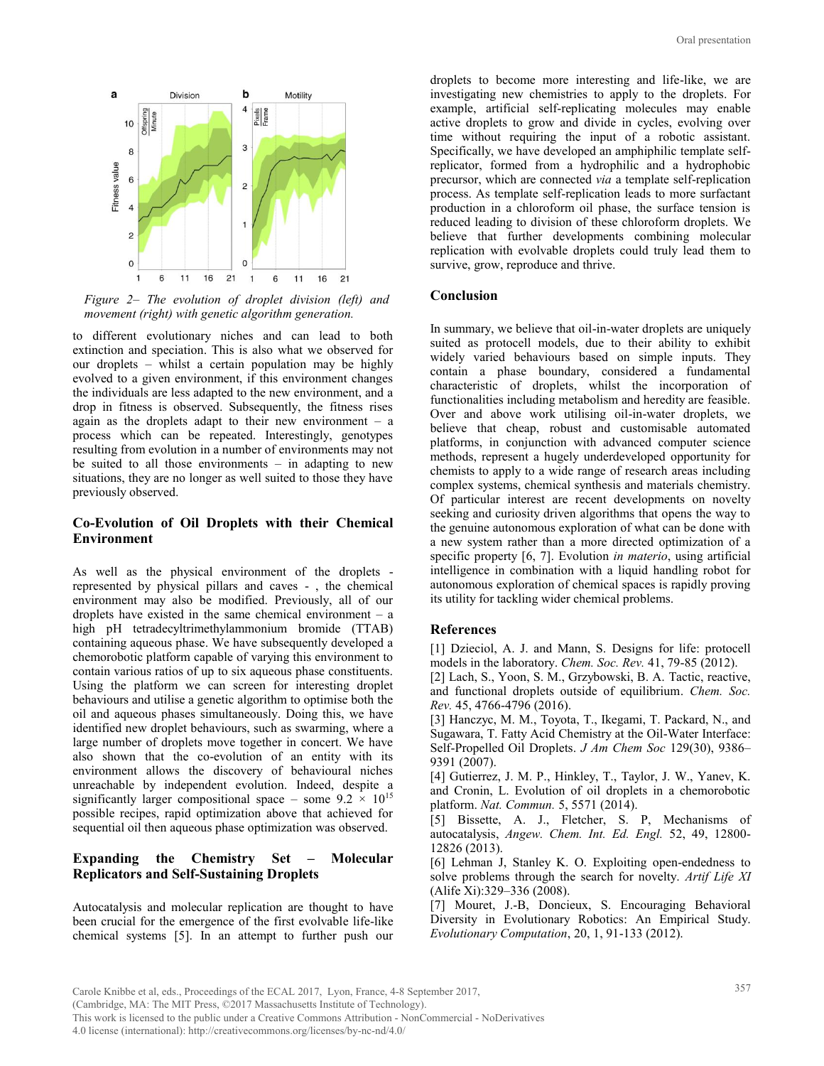a Division

b Motility

Fitness value

Offspring / Minute

Pixels / Frame

10
8
6
4
2
0

4
3
2
1
0

1 6 11 16 21

1 6 11 16 21

*Figure 2– The evolution of droplet division (left) and movement (right) with genetic algorithm generation.*

to different evolutionary niches and can lead to both extinction and speciation. This is also what we observed for our droplets – whilst a certain population may be highly evolved to a given environment, if this environment changes the individuals are less adapted to the new environment, and a drop in fitness is observed. Subsequently, the fitness rises again as the droplets adapt to their new environment – a process which can be repeated. Interestingly, genotypes resulting from evolution in a number of environments may not be suited to all those environments – in adapting to new situations, they are no longer as well suited to those they have previously observed.

## Co-Evolution of Oil Droplets with their Chemical Environment

As well as the physical environment of the droplets - represented by physical pillars and caves - , the chemical environment may also be modified. Previously, all of our droplets have existed in the same chemical environment – a high pH tetradecyltrimethylammonium bromide (TTAB) containing aqueous phase. We have subsequently developed a chemorobotic platform capable of varying this environment to contain various ratios of up to six aqueous phase constituents. Using the platform we can screen for interesting droplet behaviours and utilise a genetic algorithm to optimise both the oil and aqueous phases simultaneously. Doing this, we have identified new droplet behaviours, such as swarming, where a large number of droplets move together in concert. We have also shown that the co-evolution of an entity with its environment allows the discovery of behavioural niches unreachable by independent evolution. Indeed, despite a significantly larger compositional space – some $9.2 \times 10^{15}$ possible recipes, rapid optimization above that achieved for sequential oil then aqueous phase optimization was observed.

## Expanding the Chemistry Set – Molecular Replicators and Self-Sustaining Droplets

Autocatalysis and molecular replication are thought to have been crucial for the emergence of the first evolvable life-like chemical systems [5]. In an attempt to further push our droplets to become more interesting and life-like, we are investigating new chemistries to apply to the droplets. For example, artificial self-replicating molecules may enable active droplets to grow and divide in cycles, evolving over time without requiring the input of a robotic assistant. Specifically, we have developed an amphiphilic template self-replicator, formed from a hydrophilic and a hydrophobic precursor, which are connected *via* a template self-replication process. As template self-replication leads to more surfactant production in a chloroform oil phase, the surface tension is reduced leading to division of these chloroform droplets. We believe that further developments combining molecular replication with evolvable droplets could truly lead them to survive, grow, reproduce and thrive.

## Conclusion

In summary, we believe that oil-in-water droplets are uniquely suited as protocell models, due to their ability to exhibit widely varied behaviours based on simple inputs. They contain a phase boundary, considered a fundamental characteristic of droplets, whilst the incorporation of functionalities including metabolism and heredity are feasible. Over and above work utilising oil-in-water droplets, we believe that cheap, robust and customisable automated platforms, in conjunction with advanced computer science methods, represent a hugely underdeveloped opportunity for chemists to apply to a wide range of research areas including complex systems, chemical synthesis and materials chemistry. Of particular interest are recent developments on novelty seeking and curiosity driven algorithms that opens the way to the genuine autonomous exploration of what can be done with a new system rather than a more directed optimization of a specific property [6, 7]. Evolution *in materio*, using artificial intelligence in combination with a liquid handling robot for autonomous exploration of chemical spaces is rapidly proving its utility for tackling wider chemical problems.

## References

[1] Dzieciol, A. J. and Mann, S. Designs for life: protocell models in the laboratory. *Chem. Soc. Rev.* 41, 79-85 (2012).

[2] Lach, S., Yoon, S. M., Grzybowski, B. A. Tactic, reactive, and functional droplets outside of equilibrium. *Chem. Soc. Rev.* 45, 4766-4796 (2016).

[3] Hanczyc, M. M., Toyota, T., Ikegami, T. Packard, N., and Sugawara, T. Fatty Acid Chemistry at the Oil-Water Interface: Self-Propelled Oil Droplets. *J Am Chem Soc* 129(30), 9386–9391 (2007).

[4] Gutierrez, J. M. P., Hinkley, T., Taylor, J. W., Yanev, K. and Cronin, L. Evolution of oil droplets in a chemorobotic platform. *Nat. Commun.* 5, 5571 (2014).

[5] Bissette, A. J., Fletcher, S. P, Mechanisms of autocatalysis, *Angew. Chem. Int. Ed. Engl.* 52, 49, 12800-12826 (2013).

[6] Lehman J, Stanley K. O. Exploiting open-endedness to solve problems through the search for novelty. *Artif Life XI* (Alife Xi):329–336 (2008).

[7] Mouret, J.-B, Doncieux, S. Encouraging Behavioral Diversity in Evolutionary Robotics: An Empirical Study. *Evolutionary Computation*, 20, 1, 91-133 (2012).

Carole Knibbe et al, eds., Proceedings of the ECAL 2017, Lyon, France, 4-8 September 2017, (Cambridge, MA: The MIT Press, ©2017 Massachusetts Institute of Technology). This work is licensed to the public under a Creative Commons Attribution - NonCommercial - NoDerivatives 4.0 license (international): http://creativecommons.org/licenses/by-nc-nd/4.0/